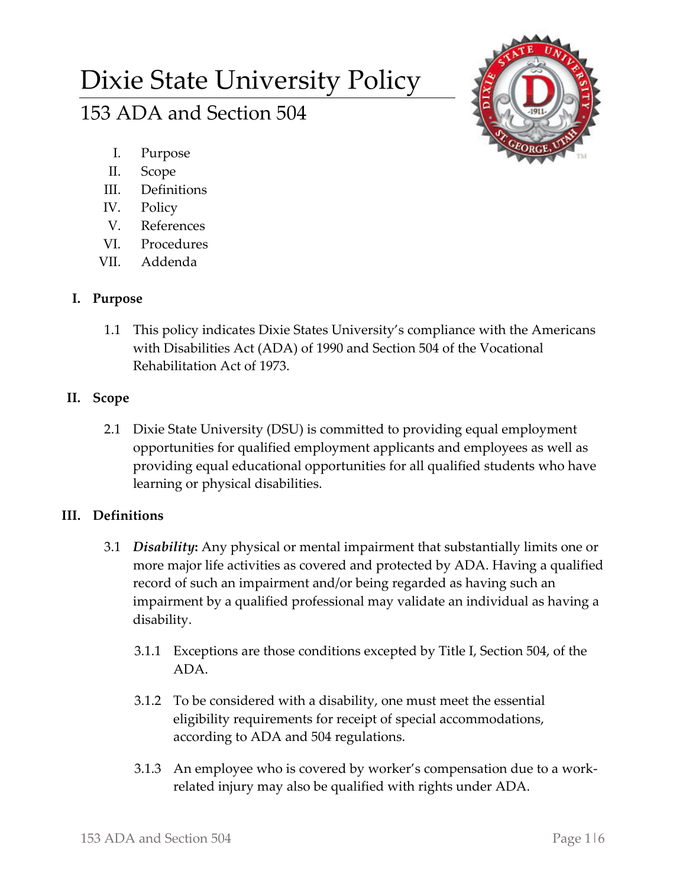# Dixie State University Policy

## 153 ADA and Section 504

- I. Purpose
- II. Scope
- III. Definitions
- IV. Policy
- V. References
- VI. Procedures
- VII. Addenda

### I. Purpose

1.1 This policy indicates Dixie States University's compliance with the Americans with Disabilities Act (ADA) of 1990 and Section 504 of the Vocational Rehabilitation Act of 1973.

### II. Scope

2.1 Dixie State University (DSU) is committed to providing equal employment opportunities for qualified employment applicants and employees as well as providing equal educational opportunities for all qualified students who have learning or physical disabilities.

### III. Definitions

3.1 ***Disability*:** Any physical or mental impairment that substantially limits one or more major life activities as covered and protected by ADA. Having a qualified record of such an impairment and/or being regarded as having such an impairment by a qualified professional may validate an individual as having a disability.

3.1.1 Exceptions are those conditions excepted by Title I, Section 504, of the ADA.

3.1.2 To be considered with a disability, one must meet the essential eligibility requirements for receipt of special accommodations, according to ADA and 504 regulations.

3.1.3 An employee who is covered by worker's compensation due to a work-related injury may also be qualified with rights under ADA.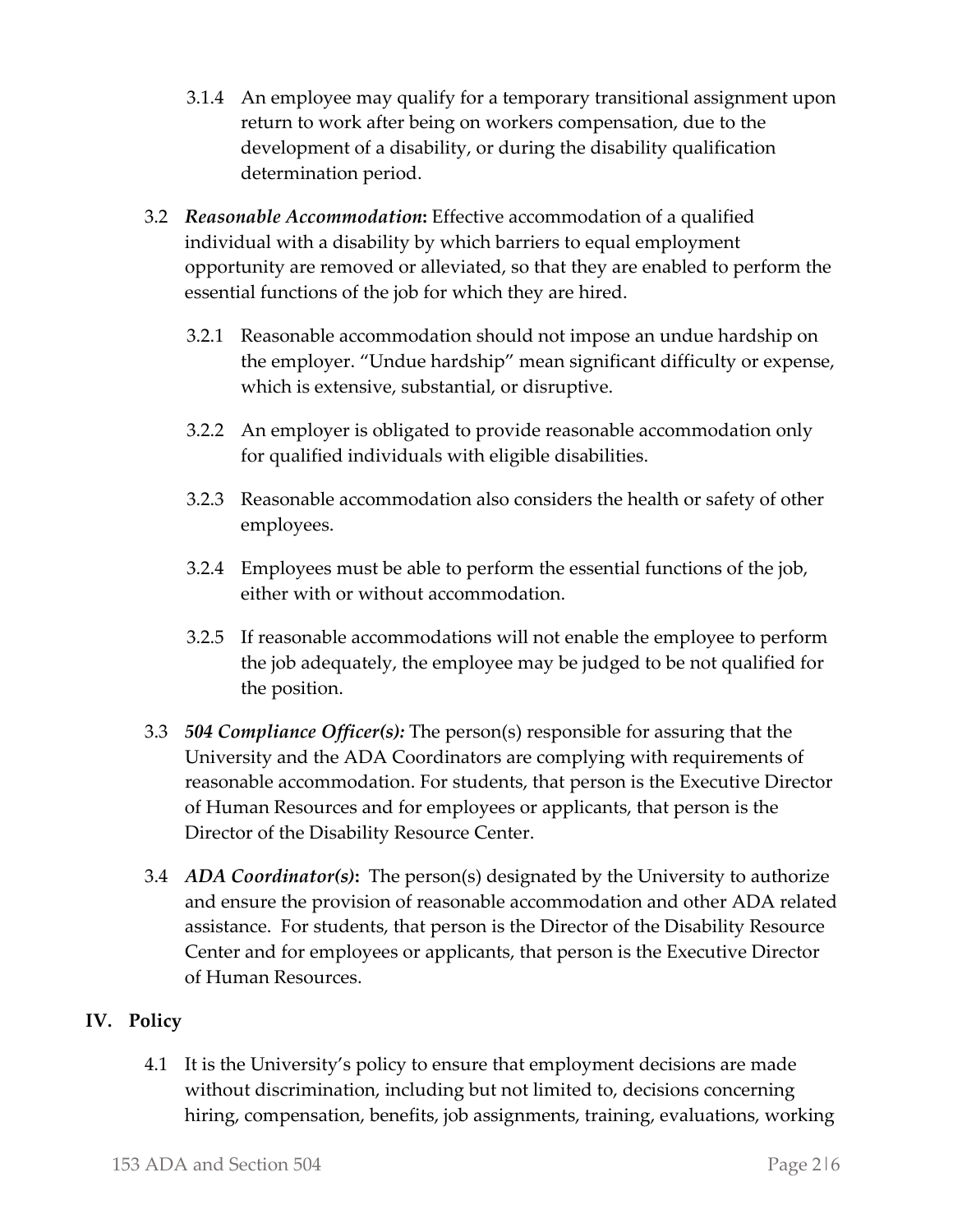3.1.4 An employee may qualify for a temporary transitional assignment upon return to work after being on workers compensation, due to the development of a disability, or during the disability qualification determination period.

3.2 ***Reasonable Accommodation*:** Effective accommodation of a qualified individual with a disability by which barriers to equal employment opportunity are removed or alleviated, so that they are enabled to perform the essential functions of the job for which they are hired.

3.2.1 Reasonable accommodation should not impose an undue hardship on the employer. "Undue hardship" mean significant difficulty or expense, which is extensive, substantial, or disruptive.

3.2.2 An employer is obligated to provide reasonable accommodation only for qualified individuals with eligible disabilities.

3.2.3 Reasonable accommodation also considers the health or safety of other employees.

3.2.4 Employees must be able to perform the essential functions of the job, either with or without accommodation.

3.2.5 If reasonable accommodations will not enable the employee to perform the job adequately, the employee may be judged to be not qualified for the position.

3.3 ***504 Compliance Officer(s):*** The person(s) responsible for assuring that the University and the ADA Coordinators are complying with requirements of reasonable accommodation. For students, that person is the Executive Director of Human Resources and for employees or applicants, that person is the Director of the Disability Resource Center.

3.4 ***ADA Coordinator(s)*:** The person(s) designated by the University to authorize and ensure the provision of reasonable accommodation and other ADA related assistance. For students, that person is the Director of the Disability Resource Center and for employees or applicants, that person is the Executive Director of Human Resources.

## IV. Policy

4.1 It is the University's policy to ensure that employment decisions are made without discrimination, including but not limited to, decisions concerning hiring, compensation, benefits, job assignments, training, evaluations, working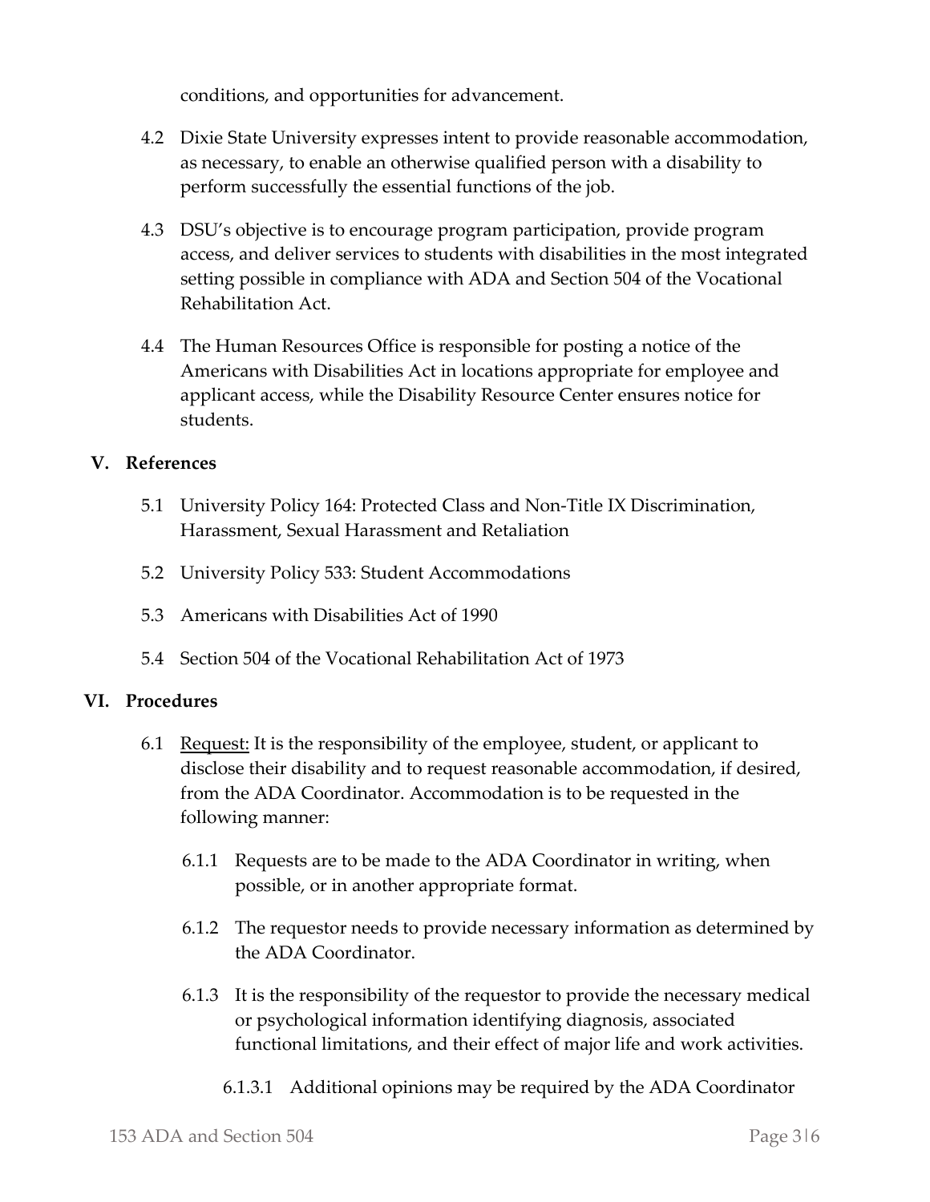conditions, and opportunities for advancement.

4.2 Dixie State University expresses intent to provide reasonable accommodation, as necessary, to enable an otherwise qualified person with a disability to perform successfully the essential functions of the job.

4.3 DSU's objective is to encourage program participation, provide program access, and deliver services to students with disabilities in the most integrated setting possible in compliance with ADA and Section 504 of the Vocational Rehabilitation Act.

4.4 The Human Resources Office is responsible for posting a notice of the Americans with Disabilities Act in locations appropriate for employee and applicant access, while the Disability Resource Center ensures notice for students.

## V. References

5.1 University Policy 164: Protected Class and Non-Title IX Discrimination, Harassment, Sexual Harassment and Retaliation

5.2 University Policy 533: Student Accommodations

5.3 Americans with Disabilities Act of 1990

5.4 Section 504 of the Vocational Rehabilitation Act of 1973

## VI. Procedures

6.1 Request: It is the responsibility of the employee, student, or applicant to disclose their disability and to request reasonable accommodation, if desired, from the ADA Coordinator. Accommodation is to be requested in the following manner:

6.1.1 Requests are to be made to the ADA Coordinator in writing, when possible, or in another appropriate format.

6.1.2 The requestor needs to provide necessary information as determined by the ADA Coordinator.

6.1.3 It is the responsibility of the requestor to provide the necessary medical or psychological information identifying diagnosis, associated functional limitations, and their effect of major life and work activities.

6.1.3.1 Additional opinions may be required by the ADA Coordinator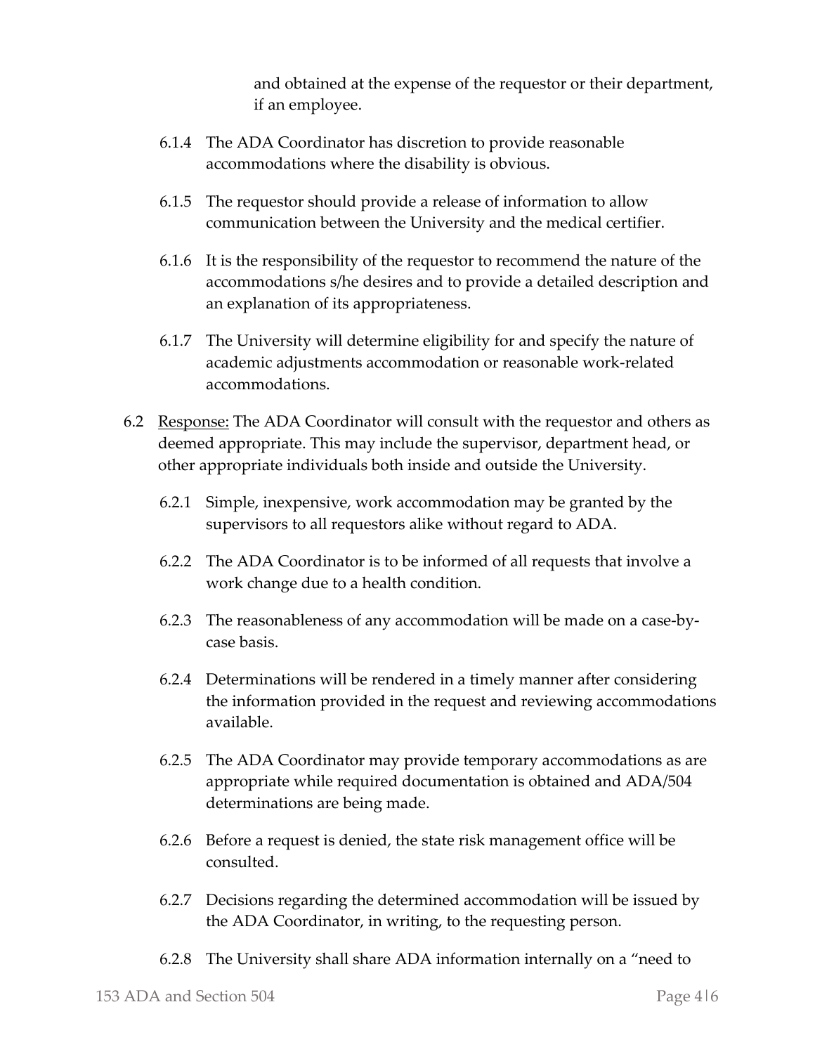and obtained at the expense of the requestor or their department, if an employee.

6.1.4 The ADA Coordinator has discretion to provide reasonable accommodations where the disability is obvious.

6.1.5 The requestor should provide a release of information to allow communication between the University and the medical certifier.

6.1.6 It is the responsibility of the requestor to recommend the nature of the accommodations s/he desires and to provide a detailed description and an explanation of its appropriateness.

6.1.7 The University will determine eligibility for and specify the nature of academic adjustments accommodation or reasonable work-related accommodations.

6.2 Response: The ADA Coordinator will consult with the requestor and others as deemed appropriate. This may include the supervisor, department head, or other appropriate individuals both inside and outside the University.

6.2.1 Simple, inexpensive, work accommodation may be granted by the supervisors to all requestors alike without regard to ADA.

6.2.2 The ADA Coordinator is to be informed of all requests that involve a work change due to a health condition.

6.2.3 The reasonableness of any accommodation will be made on a case-by-case basis.

6.2.4 Determinations will be rendered in a timely manner after considering the information provided in the request and reviewing accommodations available.

6.2.5 The ADA Coordinator may provide temporary accommodations as are appropriate while required documentation is obtained and ADA/504 determinations are being made.

6.2.6 Before a request is denied, the state risk management office will be consulted.

6.2.7 Decisions regarding the determined accommodation will be issued by the ADA Coordinator, in writing, to the requesting person.

6.2.8 The University shall share ADA information internally on a "need to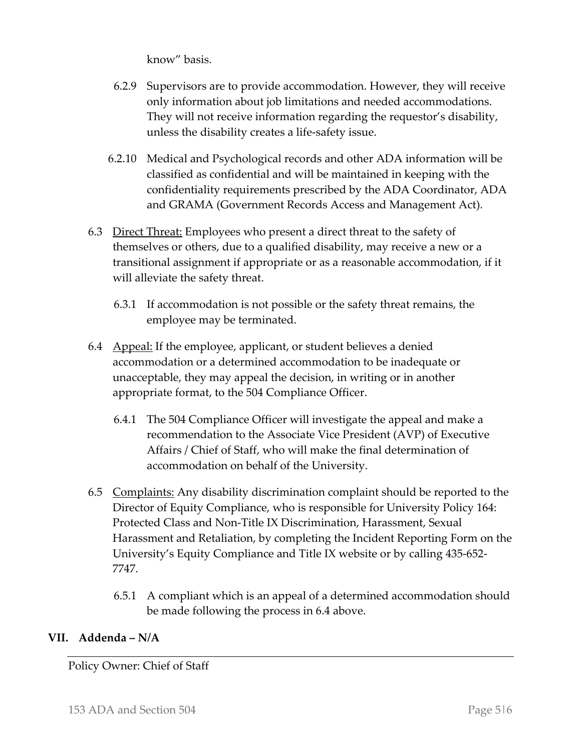know" basis.

6.2.9 Supervisors are to provide accommodation. However, they will receive only information about job limitations and needed accommodations. They will not receive information regarding the requestor's disability, unless the disability creates a life-safety issue.

6.2.10 Medical and Psychological records and other ADA information will be classified as confidential and will be maintained in keeping with the confidentiality requirements prescribed by the ADA Coordinator, ADA and GRAMA (Government Records Access and Management Act).

6.3 Direct Threat: Employees who present a direct threat to the safety of themselves or others, due to a qualified disability, may receive a new or a transitional assignment if appropriate or as a reasonable accommodation, if it will alleviate the safety threat.

6.3.1 If accommodation is not possible or the safety threat remains, the employee may be terminated.

6.4 Appeal: If the employee, applicant, or student believes a denied accommodation or a determined accommodation to be inadequate or unacceptable, they may appeal the decision, in writing or in another appropriate format, to the 504 Compliance Officer.

6.4.1 The 504 Compliance Officer will investigate the appeal and make a recommendation to the Associate Vice President (AVP) of Executive Affairs / Chief of Staff, who will make the final determination of accommodation on behalf of the University.

6.5 Complaints: Any disability discrimination complaint should be reported to the Director of Equity Compliance, who is responsible for University Policy 164: Protected Class and Non-Title IX Discrimination, Harassment, Sexual Harassment and Retaliation, by completing the Incident Reporting Form on the University's Equity Compliance and Title IX website or by calling 435-652-7747.

6.5.1 A compliant which is an appeal of a determined accommodation should be made following the process in 6.4 above.

## VII. Addenda – N/A

Policy Owner: Chief of Staff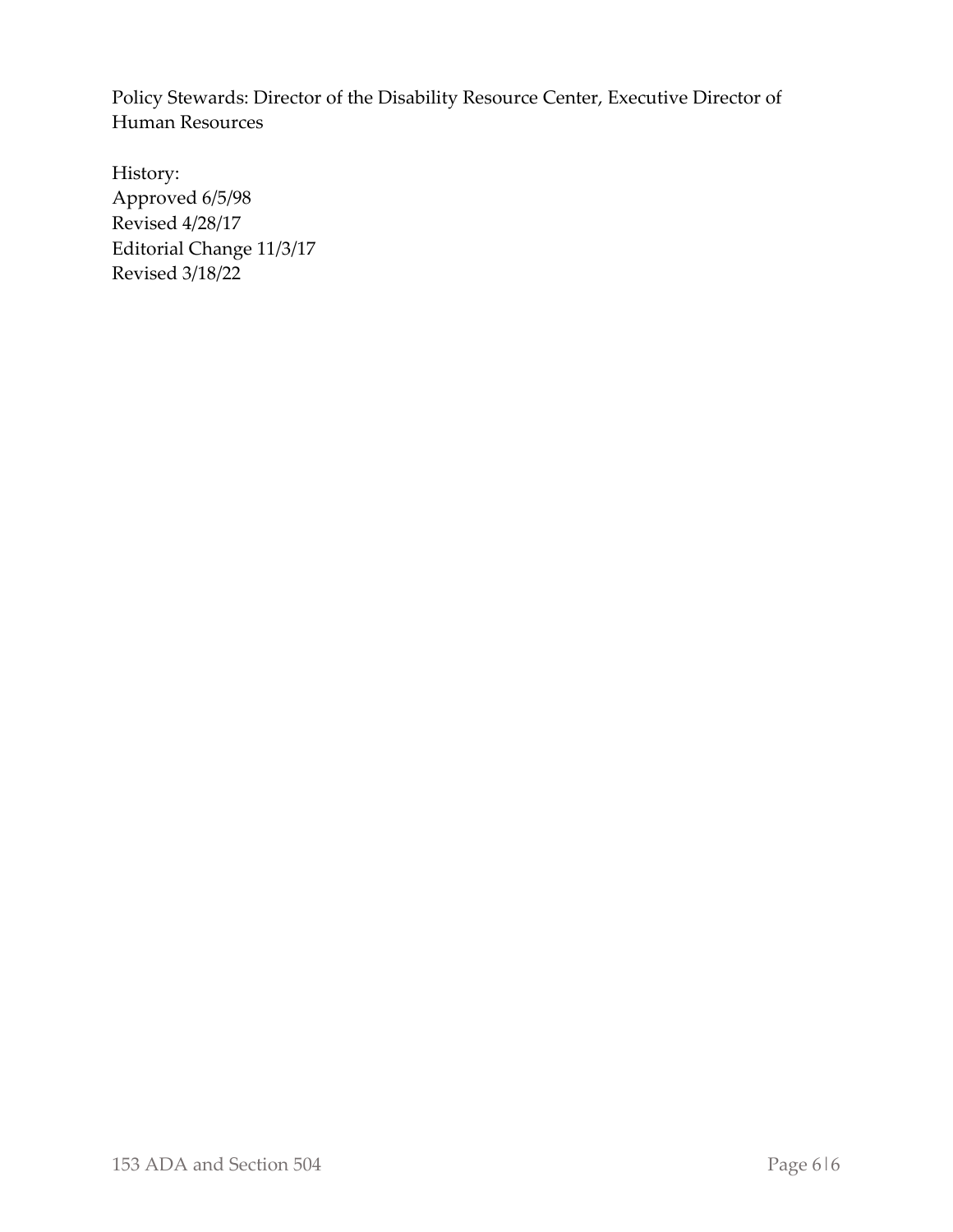Policy Stewards: Director of the Disability Resource Center, Executive Director of Human Resources

History:
Approved 6/5/98
Revised 4/28/17
Editorial Change 11/3/17
Revised 3/18/22